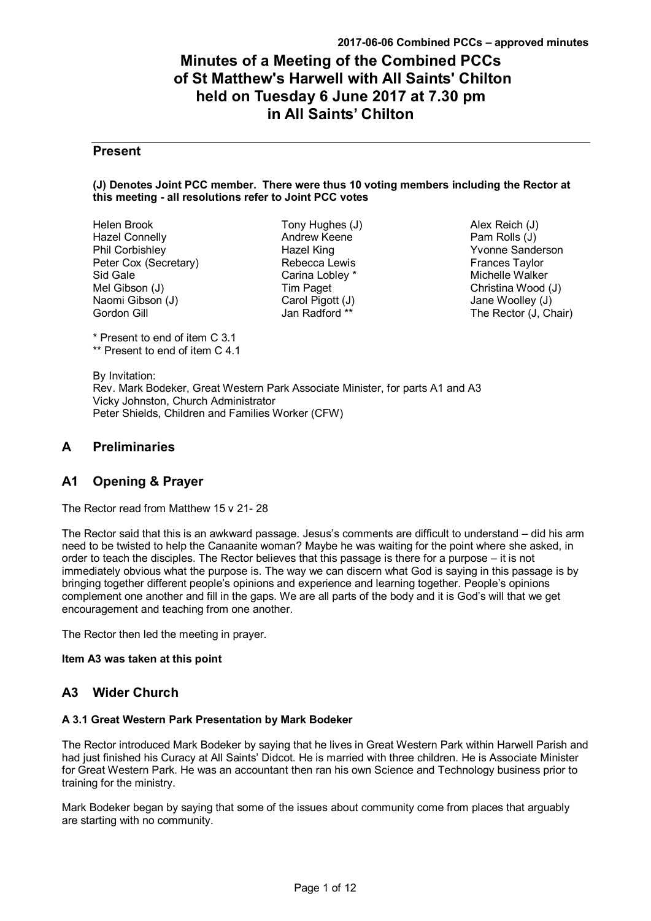# Minutes of a Meeting of the Combined PCCs of St Matthew's Harwell with All Saints' Chilton held on Tuesday 6 June 2017 at 7.30 pm in All Saints' Chilton

## Present

**(J) Denotes Joint PCC member. There were thus 10 voting members including the Rector at this meeting - all resolutions refer to Joint PCC votes**

Helen Brook
Hazel Connelly
Phil Corbishley
Peter Cox (Secretary)
Sid Gale
Mel Gibson (J)
Naomi Gibson (J)
Gordon Gill
Tony Hughes (J)
Andrew Keene
Hazel King
Rebecca Lewis
Carina Lobley *
Tim Paget
Carol Pigott (J)
Jan Radford **
Alex Reich (J)
Pam Rolls (J)
Yvonne Sanderson
Frances Taylor
Michelle Walker
Christina Wood (J)
Jane Woolley (J)
The Rector (J, Chair)

\* Present to end of item C 3.1
\*\* Present to end of item C 4.1

By Invitation:
Rev. Mark Bodeker, Great Western Park Associate Minister, for parts A1 and A3
Vicky Johnston, Church Administrator
Peter Shields, Children and Families Worker (CFW)

## A Preliminaries

## A1 Opening & Prayer

The Rector read from Matthew 15 v 21- 28

The Rector said that this is an awkward passage. Jesus's comments are difficult to understand – did his arm need to be twisted to help the Canaanite woman? Maybe he was waiting for the point where she asked, in order to teach the disciples. The Rector believes that this passage is there for a purpose – it is not immediately obvious what the purpose is. The way we can discern what God is saying in this passage is by bringing together different people's opinions and experience and learning together. People's opinions complement one another and fill in the gaps. We are all parts of the body and it is God's will that we get encouragement and teaching from one another.

The Rector then led the meeting in prayer.

**Item A3 was taken at this point**

## A3 Wider Church

### A 3.1 Great Western Park Presentation by Mark Bodeker

The Rector introduced Mark Bodeker by saying that he lives in Great Western Park within Harwell Parish and had just finished his Curacy at All Saints' Didcot. He is married with three children. He is Associate Minister for Great Western Park. He was an accountant then ran his own Science and Technology business prior to training for the ministry.

Mark Bodeker began by saying that some of the issues about community come from places that arguably are starting with no community.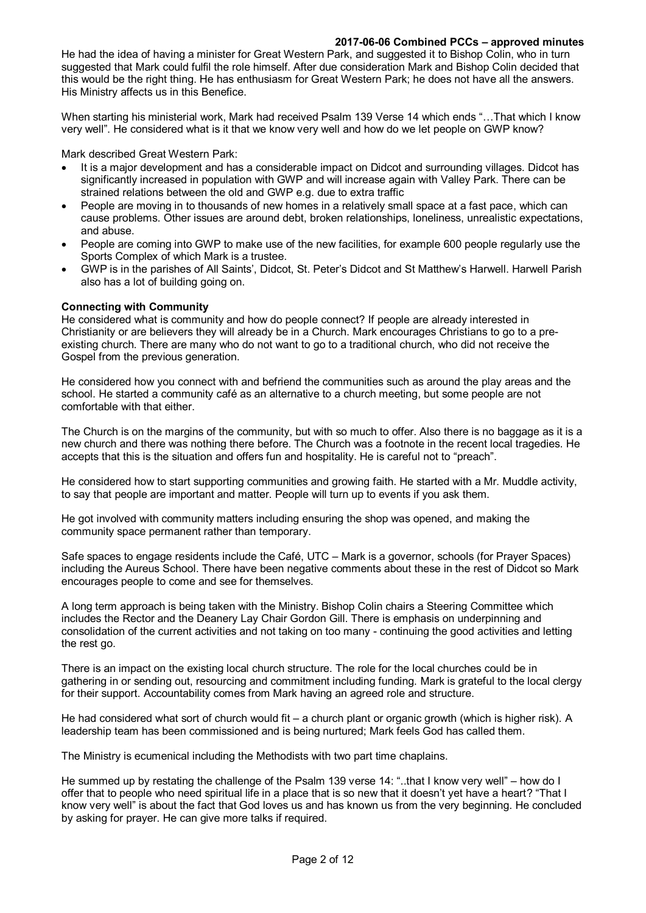He had the idea of having a minister for Great Western Park, and suggested it to Bishop Colin, who in turn suggested that Mark could fulfil the role himself. After due consideration Mark and Bishop Colin decided that this would be the right thing. He has enthusiasm for Great Western Park; he does not have all the answers. His Ministry affects us in this Benefice.

When starting his ministerial work, Mark had received Psalm 139 Verse 14 which ends "…That which I know very well". He considered what is it that we know very well and how do we let people on GWP know?

Mark described Great Western Park:

- It is a major development and has a considerable impact on Didcot and surrounding villages. Didcot has significantly increased in population with GWP and will increase again with Valley Park. There can be strained relations between the old and GWP e.g. due to extra traffic
- People are moving in to thousands of new homes in a relatively small space at a fast pace, which can cause problems. Other issues are around debt, broken relationships, loneliness, unrealistic expectations, and abuse.
- People are coming into GWP to make use of the new facilities, for example 600 people regularly use the Sports Complex of which Mark is a trustee.
- GWP is in the parishes of All Saints', Didcot, St. Peter's Didcot and St Matthew's Harwell. Harwell Parish also has a lot of building going on.

**Connecting with Community**

He considered what is community and how do people connect? If people are already interested in Christianity or are believers they will already be in a Church. Mark encourages Christians to go to a pre-existing church. There are many who do not want to go to a traditional church, who did not receive the Gospel from the previous generation.

He considered how you connect with and befriend the communities such as around the play areas and the school. He started a community café as an alternative to a church meeting, but some people are not comfortable with that either.

The Church is on the margins of the community, but with so much to offer. Also there is no baggage as it is a new church and there was nothing there before. The Church was a footnote in the recent local tragedies. He accepts that this is the situation and offers fun and hospitality. He is careful not to "preach".

He considered how to start supporting communities and growing faith. He started with a Mr. Muddle activity, to say that people are important and matter. People will turn up to events if you ask them.

He got involved with community matters including ensuring the shop was opened, and making the community space permanent rather than temporary.

Safe spaces to engage residents include the Café, UTC – Mark is a governor, schools (for Prayer Spaces) including the Aureus School. There have been negative comments about these in the rest of Didcot so Mark encourages people to come and see for themselves.

A long term approach is being taken with the Ministry. Bishop Colin chairs a Steering Committee which includes the Rector and the Deanery Lay Chair Gordon Gill. There is emphasis on underpinning and consolidation of the current activities and not taking on too many - continuing the good activities and letting the rest go.

There is an impact on the existing local church structure. The role for the local churches could be in gathering in or sending out, resourcing and commitment including funding. Mark is grateful to the local clergy for their support. Accountability comes from Mark having an agreed role and structure.

He had considered what sort of church would fit – a church plant or organic growth (which is higher risk). A leadership team has been commissioned and is being nurtured; Mark feels God has called them.

The Ministry is ecumenical including the Methodists with two part time chaplains.

He summed up by restating the challenge of the Psalm 139 verse 14: "..that I know very well" – how do I offer that to people who need spiritual life in a place that is so new that it doesn't yet have a heart? "That I know very well" is about the fact that God loves us and has known us from the very beginning. He concluded by asking for prayer. He can give more talks if required.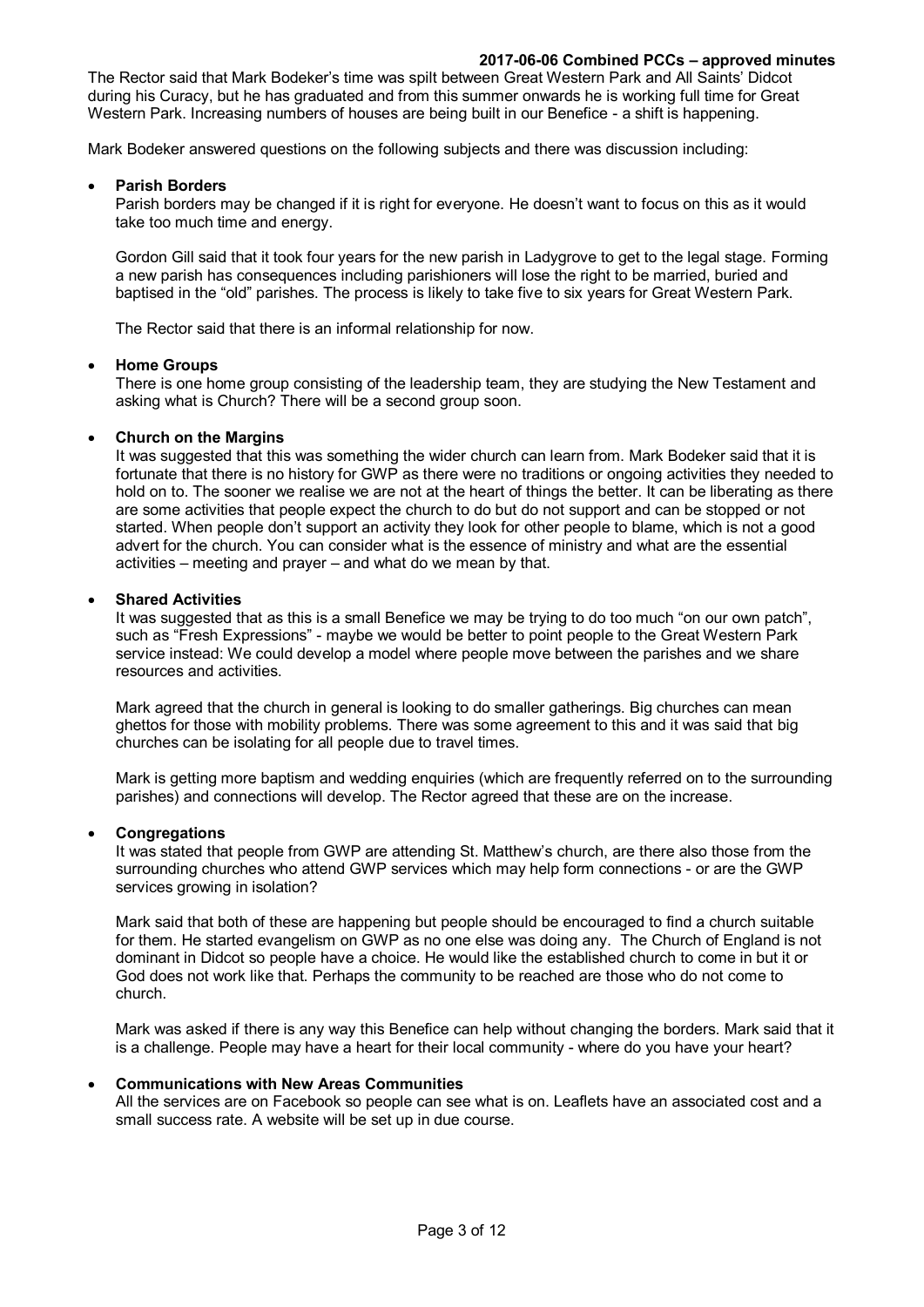The Rector said that Mark Bodeker's time was spilt between Great Western Park and All Saints' Didcot during his Curacy, but he has graduated and from this summer onwards he is working full time for Great Western Park. Increasing numbers of houses are being built in our Benefice - a shift is happening.

Mark Bodeker answered questions on the following subjects and there was discussion including:

- **Parish Borders**

  Parish borders may be changed if it is right for everyone. He doesn't want to focus on this as it would take too much time and energy.

  Gordon Gill said that it took four years for the new parish in Ladygrove to get to the legal stage. Forming a new parish has consequences including parishioners will lose the right to be married, buried and baptised in the "old" parishes. The process is likely to take five to six years for Great Western Park.

  The Rector said that there is an informal relationship for now.

- **Home Groups**

  There is one home group consisting of the leadership team, they are studying the New Testament and asking what is Church? There will be a second group soon.

- **Church on the Margins**

  It was suggested that this was something the wider church can learn from. Mark Bodeker said that it is fortunate that there is no history for GWP as there were no traditions or ongoing activities they needed to hold on to. The sooner we realise we are not at the heart of things the better. It can be liberating as there are some activities that people expect the church to do but do not support and can be stopped or not started. When people don't support an activity they look for other people to blame, which is not a good advert for the church. You can consider what is the essence of ministry and what are the essential activities – meeting and prayer – and what do we mean by that.

- **Shared Activities**

  It was suggested that as this is a small Benefice we may be trying to do too much "on our own patch", such as "Fresh Expressions" - maybe we would be better to point people to the Great Western Park service instead: We could develop a model where people move between the parishes and we share resources and activities.

  Mark agreed that the church in general is looking to do smaller gatherings. Big churches can mean ghettos for those with mobility problems. There was some agreement to this and it was said that big churches can be isolating for all people due to travel times.

  Mark is getting more baptism and wedding enquiries (which are frequently referred on to the surrounding parishes) and connections will develop. The Rector agreed that these are on the increase.

- **Congregations**

  It was stated that people from GWP are attending St. Matthew's church, are there also those from the surrounding churches who attend GWP services which may help form connections - or are the GWP services growing in isolation?

  Mark said that both of these are happening but people should be encouraged to find a church suitable for them. He started evangelism on GWP as no one else was doing any. The Church of England is not dominant in Didcot so people have a choice. He would like the established church to come in but it or God does not work like that. Perhaps the community to be reached are those who do not come to church.

  Mark was asked if there is any way this Benefice can help without changing the borders. Mark said that it is a challenge. People may have a heart for their local community - where do you have your heart?

- **Communications with New Areas Communities**

  All the services are on Facebook so people can see what is on. Leaflets have an associated cost and a small success rate. A website will be set up in due course.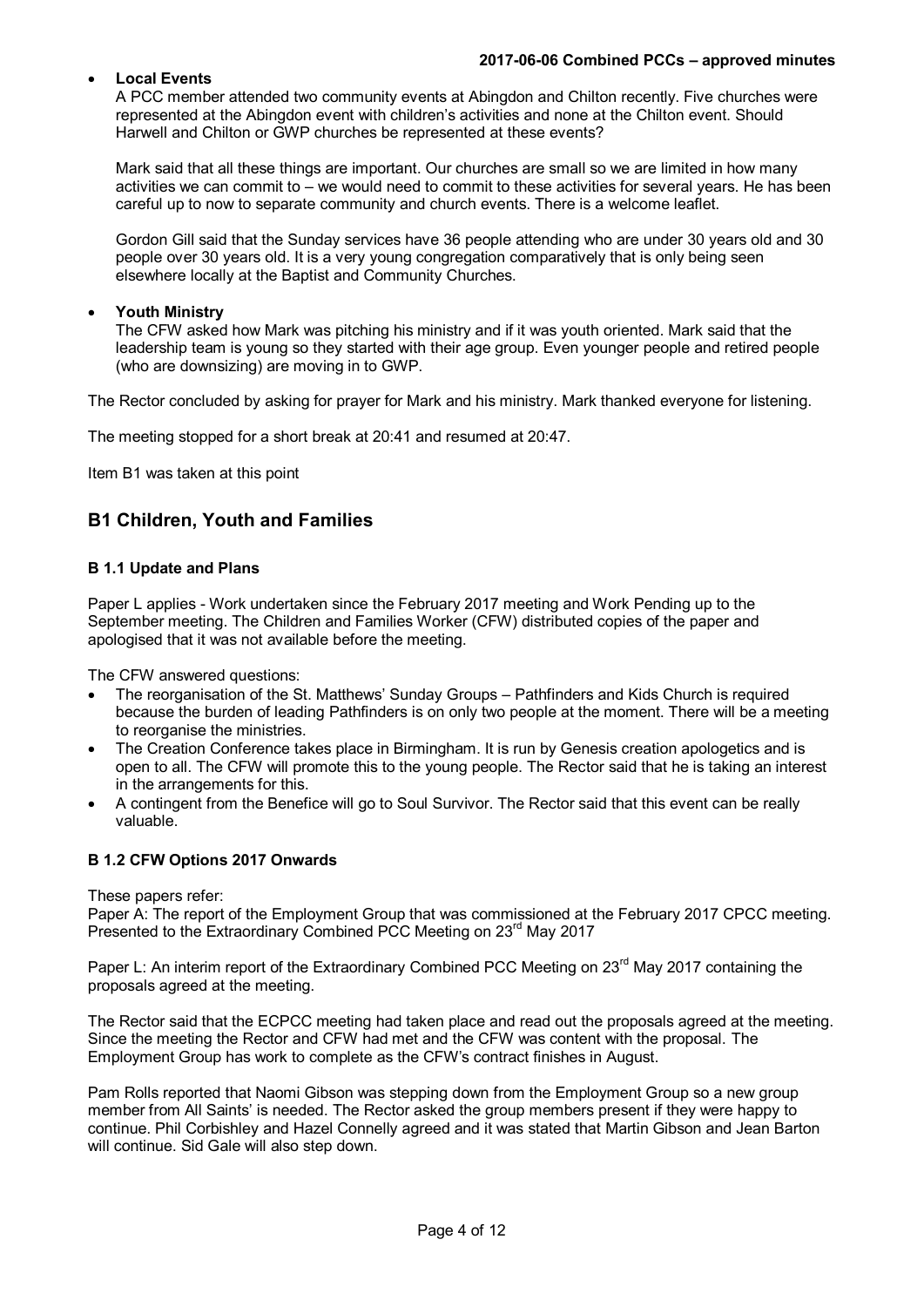- **Local Events**

  A PCC member attended two community events at Abingdon and Chilton recently. Five churches were represented at the Abingdon event with children's activities and none at the Chilton event. Should Harwell and Chilton or GWP churches be represented at these events?

  Mark said that all these things are important. Our churches are small so we are limited in how many activities we can commit to – we would need to commit to these activities for several years. He has been careful up to now to separate community and church events. There is a welcome leaflet.

  Gordon Gill said that the Sunday services have 36 people attending who are under 30 years old and 30 people over 30 years old. It is a very young congregation comparatively that is only being seen elsewhere locally at the Baptist and Community Churches.

- **Youth Ministry**

  The CFW asked how Mark was pitching his ministry and if it was youth oriented. Mark said that the leadership team is young so they started with their age group. Even younger people and retired people (who are downsizing) are moving in to GWP.

The Rector concluded by asking for prayer for Mark and his ministry. Mark thanked everyone for listening.

The meeting stopped for a short break at 20:41 and resumed at 20:47.

Item B1 was taken at this point

## B1 Children, Youth and Families

### B 1.1 Update and Plans

Paper L applies - Work undertaken since the February 2017 meeting and Work Pending up to the September meeting. The Children and Families Worker (CFW) distributed copies of the paper and apologised that it was not available before the meeting.

The CFW answered questions:

- The reorganisation of the St. Matthews' Sunday Groups – Pathfinders and Kids Church is required because the burden of leading Pathfinders is on only two people at the moment. There will be a meeting to reorganise the ministries.
- The Creation Conference takes place in Birmingham. It is run by Genesis creation apologetics and is open to all. The CFW will promote this to the young people. The Rector said that he is taking an interest in the arrangements for this.
- A contingent from the Benefice will go to Soul Survivor. The Rector said that this event can be really valuable.

### B 1.2 CFW Options 2017 Onwards

These papers refer:
Paper A: The report of the Employment Group that was commissioned at the February 2017 CPCC meeting. Presented to the Extraordinary Combined PCC Meeting on 23rd May 2017

Paper L: An interim report of the Extraordinary Combined PCC Meeting on 23rd May 2017 containing the proposals agreed at the meeting.

The Rector said that the ECPCC meeting had taken place and read out the proposals agreed at the meeting. Since the meeting the Rector and CFW had met and the CFW was content with the proposal. The Employment Group has work to complete as the CFW's contract finishes in August.

Pam Rolls reported that Naomi Gibson was stepping down from the Employment Group so a new group member from All Saints' is needed. The Rector asked the group members present if they were happy to continue. Phil Corbishley and Hazel Connelly agreed and it was stated that Martin Gibson and Jean Barton will continue. Sid Gale will also step down.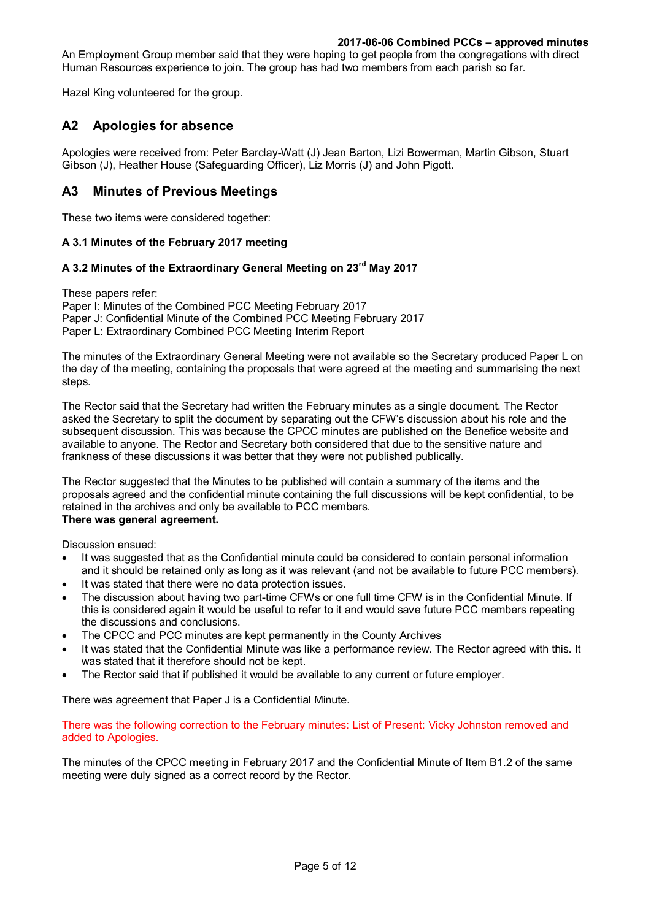An Employment Group member said that they were hoping to get people from the congregations with direct Human Resources experience to join. The group has had two members from each parish so far.

Hazel King volunteered for the group.

## A2 Apologies for absence

Apologies were received from: Peter Barclay-Watt (J) Jean Barton, Lizi Bowerman, Martin Gibson, Stuart Gibson (J), Heather House (Safeguarding Officer), Liz Morris (J) and John Pigott.

## A3 Minutes of Previous Meetings

These two items were considered together:

**A 3.1 Minutes of the February 2017 meeting**

**A 3.2 Minutes of the Extraordinary General Meeting on 23rd May 2017**

These papers refer:
Paper I: Minutes of the Combined PCC Meeting February 2017
Paper J: Confidential Minute of the Combined PCC Meeting February 2017
Paper L: Extraordinary Combined PCC Meeting Interim Report

The minutes of the Extraordinary General Meeting were not available so the Secretary produced Paper L on the day of the meeting, containing the proposals that were agreed at the meeting and summarising the next steps.

The Rector said that the Secretary had written the February minutes as a single document. The Rector asked the Secretary to split the document by separating out the CFW's discussion about his role and the subsequent discussion. This was because the CPCC minutes are published on the Benefice website and available to anyone. The Rector and Secretary both considered that due to the sensitive nature and frankness of these discussions it was better that they were not published publically.

The Rector suggested that the Minutes to be published will contain a summary of the items and the proposals agreed and the confidential minute containing the full discussions will be kept confidential, to be retained in the archives and only be available to PCC members.
**There was general agreement.**

Discussion ensued:

- It was suggested that as the Confidential minute could be considered to contain personal information and it should be retained only as long as it was relevant (and not be available to future PCC members).
- It was stated that there were no data protection issues.
- The discussion about having two part-time CFWs or one full time CFW is in the Confidential Minute. If this is considered again it would be useful to refer to it and would save future PCC members repeating the discussions and conclusions.
- The CPCC and PCC minutes are kept permanently in the County Archives
- It was stated that the Confidential Minute was like a performance review. The Rector agreed with this. It was stated that it therefore should not be kept.
- The Rector said that if published it would be available to any current or future employer.

There was agreement that Paper J is a Confidential Minute.

There was the following correction to the February minutes: List of Present: Vicky Johnston removed and added to Apologies.

The minutes of the CPCC meeting in February 2017 and the Confidential Minute of Item B1.2 of the same meeting were duly signed as a correct record by the Rector.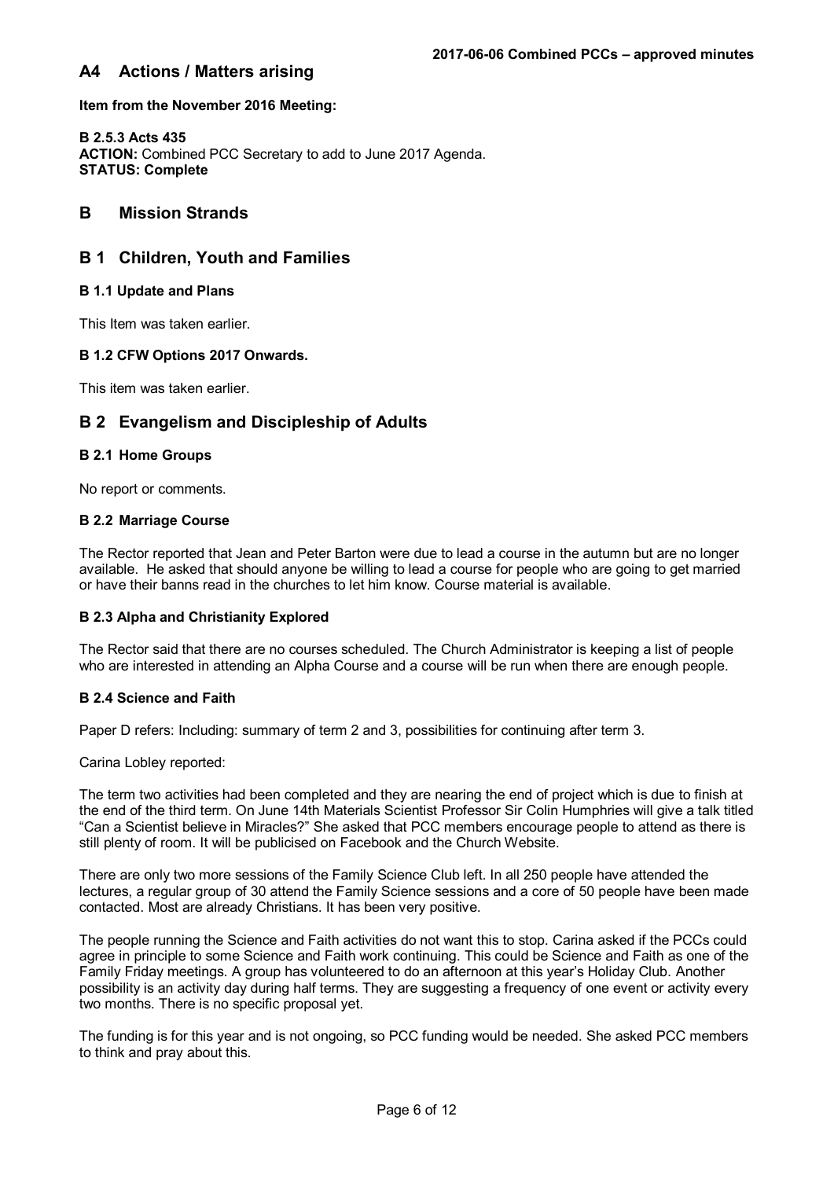## A4 Actions / Matters arising

**Item from the November 2016 Meeting:**

**B 2.5.3 Acts 435**
**ACTION:** Combined PCC Secretary to add to June 2017 Agenda.
**STATUS: Complete**

# B Mission Strands

## B 1 Children, Youth and Families

### B 1.1 Update and Plans

This Item was taken earlier.

### B 1.2 CFW Options 2017 Onwards.

This item was taken earlier.

## B 2 Evangelism and Discipleship of Adults

### B 2.1 Home Groups

No report or comments.

### B 2.2 Marriage Course

The Rector reported that Jean and Peter Barton were due to lead a course in the autumn but are no longer available. He asked that should anyone be willing to lead a course for people who are going to get married or have their banns read in the churches to let him know. Course material is available.

### B 2.3 Alpha and Christianity Explored

The Rector said that there are no courses scheduled. The Church Administrator is keeping a list of people who are interested in attending an Alpha Course and a course will be run when there are enough people.

### B 2.4 Science and Faith

Paper D refers: Including: summary of term 2 and 3, possibilities for continuing after term 3.

Carina Lobley reported:

The term two activities had been completed and they are nearing the end of project which is due to finish at the end of the third term. On June 14th Materials Scientist Professor Sir Colin Humphries will give a talk titled "Can a Scientist believe in Miracles?" She asked that PCC members encourage people to attend as there is still plenty of room. It will be publicised on Facebook and the Church Website.

There are only two more sessions of the Family Science Club left. In all 250 people have attended the lectures, a regular group of 30 attend the Family Science sessions and a core of 50 people have been made contacted. Most are already Christians. It has been very positive.

The people running the Science and Faith activities do not want this to stop. Carina asked if the PCCs could agree in principle to some Science and Faith work continuing. This could be Science and Faith as one of the Family Friday meetings. A group has volunteered to do an afternoon at this year's Holiday Club. Another possibility is an activity day during half terms. They are suggesting a frequency of one event or activity every two months. There is no specific proposal yet.

The funding is for this year and is not ongoing, so PCC funding would be needed. She asked PCC members to think and pray about this.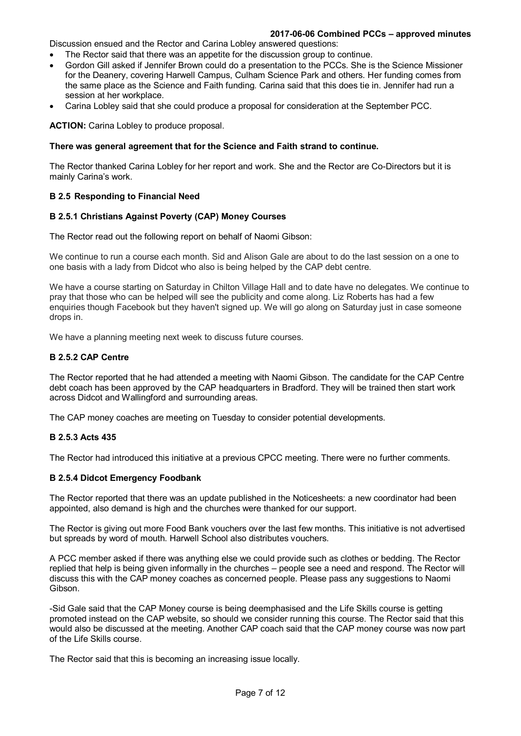Discussion ensued and the Rector and Carina Lobley answered questions:

- The Rector said that there was an appetite for the discussion group to continue.
- Gordon Gill asked if Jennifer Brown could do a presentation to the PCCs. She is the Science Missioner for the Deanery, covering Harwell Campus, Culham Science Park and others. Her funding comes from the same place as the Science and Faith funding. Carina said that this does tie in. Jennifer had run a session at her workplace.
- Carina Lobley said that she could produce a proposal for consideration at the September PCC.

**ACTION:** Carina Lobley to produce proposal.

**There was general agreement that for the Science and Faith strand to continue.**

The Rector thanked Carina Lobley for her report and work. She and the Rector are Co-Directors but it is mainly Carina's work.

### B 2.5 Responding to Financial Need

#### B 2.5.1 Christians Against Poverty (CAP) Money Courses

The Rector read out the following report on behalf of Naomi Gibson:

We continue to run a course each month. Sid and Alison Gale are about to do the last session on a one to one basis with a lady from Didcot who also is being helped by the CAP debt centre.

We have a course starting on Saturday in Chilton Village Hall and to date have no delegates. We continue to pray that those who can be helped will see the publicity and come along. Liz Roberts has had a few enquiries though Facebook but they haven't signed up. We will go along on Saturday just in case someone drops in.

We have a planning meeting next week to discuss future courses.

#### B 2.5.2 CAP Centre

The Rector reported that he had attended a meeting with Naomi Gibson. The candidate for the CAP Centre debt coach has been approved by the CAP headquarters in Bradford. They will be trained then start work across Didcot and Wallingford and surrounding areas.

The CAP money coaches are meeting on Tuesday to consider potential developments.

#### B 2.5.3 Acts 435

The Rector had introduced this initiative at a previous CPCC meeting. There were no further comments.

#### B 2.5.4 Didcot Emergency Foodbank

The Rector reported that there was an update published in the Noticesheets: a new coordinator had been appointed, also demand is high and the churches were thanked for our support.

The Rector is giving out more Food Bank vouchers over the last few months. This initiative is not advertised but spreads by word of mouth. Harwell School also distributes vouchers.

A PCC member asked if there was anything else we could provide such as clothes or bedding. The Rector replied that help is being given informally in the churches – people see a need and respond. The Rector will discuss this with the CAP money coaches as concerned people. Please pass any suggestions to Naomi Gibson.

-Sid Gale said that the CAP Money course is being deemphasised and the Life Skills course is getting promoted instead on the CAP website, so should we consider running this course. The Rector said that this would also be discussed at the meeting. Another CAP coach said that the CAP money course was now part of the Life Skills course.

The Rector said that this is becoming an increasing issue locally.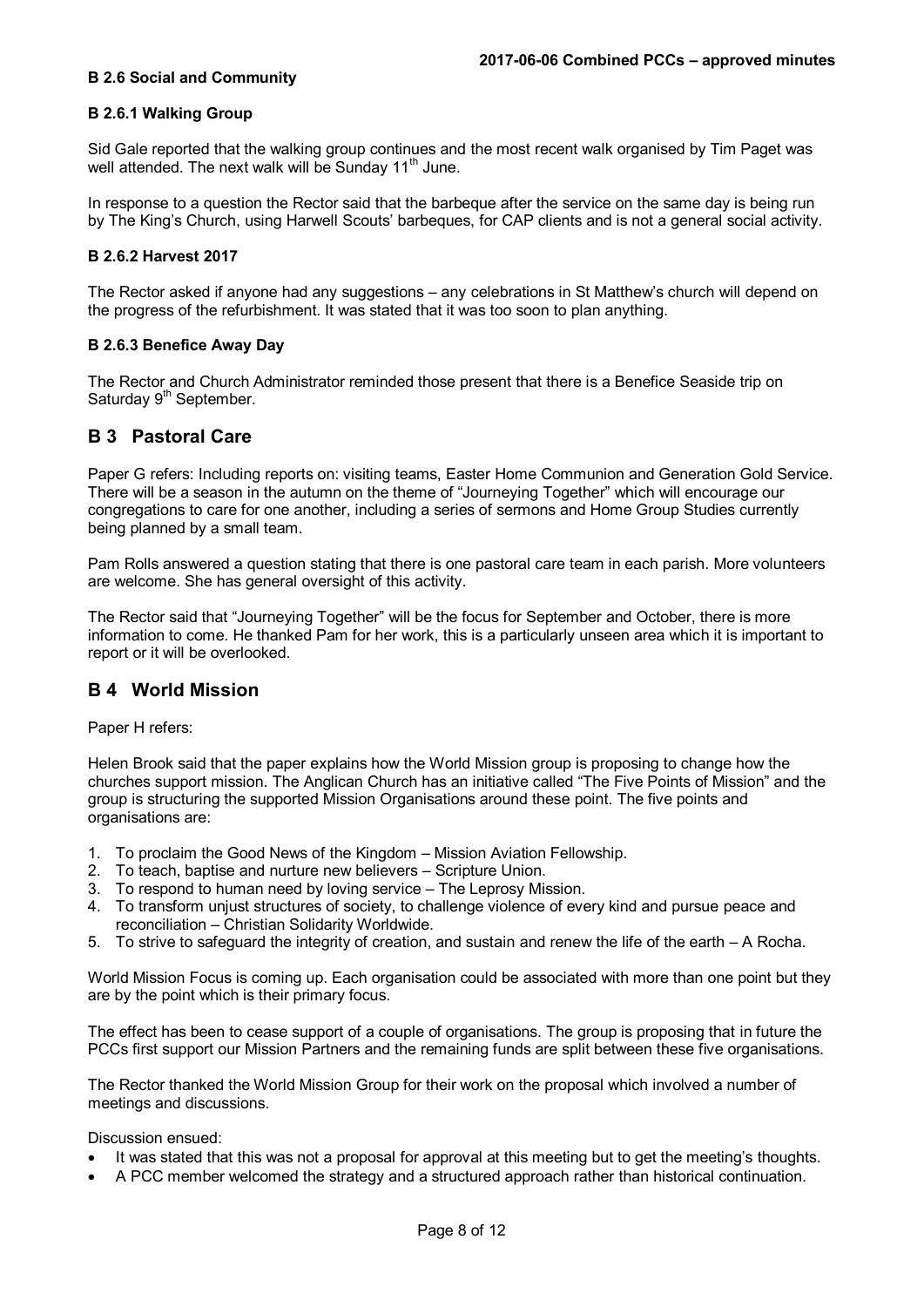### B 2.6 Social and Community

#### B 2.6.1 Walking Group

Sid Gale reported that the walking group continues and the most recent walk organised by Tim Paget was well attended. The next walk will be Sunday 11th June.

In response to a question the Rector said that the barbeque after the service on the same day is being run by The King's Church, using Harwell Scouts' barbeques, for CAP clients and is not a general social activity.

#### B 2.6.2 Harvest 2017

The Rector asked if anyone had any suggestions – any celebrations in St Matthew's church will depend on the progress of the refurbishment. It was stated that it was too soon to plan anything.

#### B 2.6.3 Benefice Away Day

The Rector and Church Administrator reminded those present that there is a Benefice Seaside trip on Saturday 9th September.

## B 3 Pastoral Care

Paper G refers: Including reports on: visiting teams, Easter Home Communion and Generation Gold Service. There will be a season in the autumn on the theme of "Journeying Together" which will encourage our congregations to care for one another, including a series of sermons and Home Group Studies currently being planned by a small team.

Pam Rolls answered a question stating that there is one pastoral care team in each parish. More volunteers are welcome. She has general oversight of this activity.

The Rector said that "Journeying Together" will be the focus for September and October, there is more information to come. He thanked Pam for her work, this is a particularly unseen area which it is important to report or it will be overlooked.

## B 4 World Mission

Paper H refers:

Helen Brook said that the paper explains how the World Mission group is proposing to change how the churches support mission. The Anglican Church has an initiative called "The Five Points of Mission" and the group is structuring the supported Mission Organisations around these point. The five points and organisations are:

1. To proclaim the Good News of the Kingdom – Mission Aviation Fellowship.
2. To teach, baptise and nurture new believers – Scripture Union.
3. To respond to human need by loving service – The Leprosy Mission.
4. To transform unjust structures of society, to challenge violence of every kind and pursue peace and reconciliation – Christian Solidarity Worldwide.
5. To strive to safeguard the integrity of creation, and sustain and renew the life of the earth – A Rocha.

World Mission Focus is coming up. Each organisation could be associated with more than one point but they are by the point which is their primary focus.

The effect has been to cease support of a couple of organisations. The group is proposing that in future the PCCs first support our Mission Partners and the remaining funds are split between these five organisations.

The Rector thanked the World Mission Group for their work on the proposal which involved a number of meetings and discussions.

Discussion ensued:

- It was stated that this was not a proposal for approval at this meeting but to get the meeting's thoughts.
- A PCC member welcomed the strategy and a structured approach rather than historical continuation.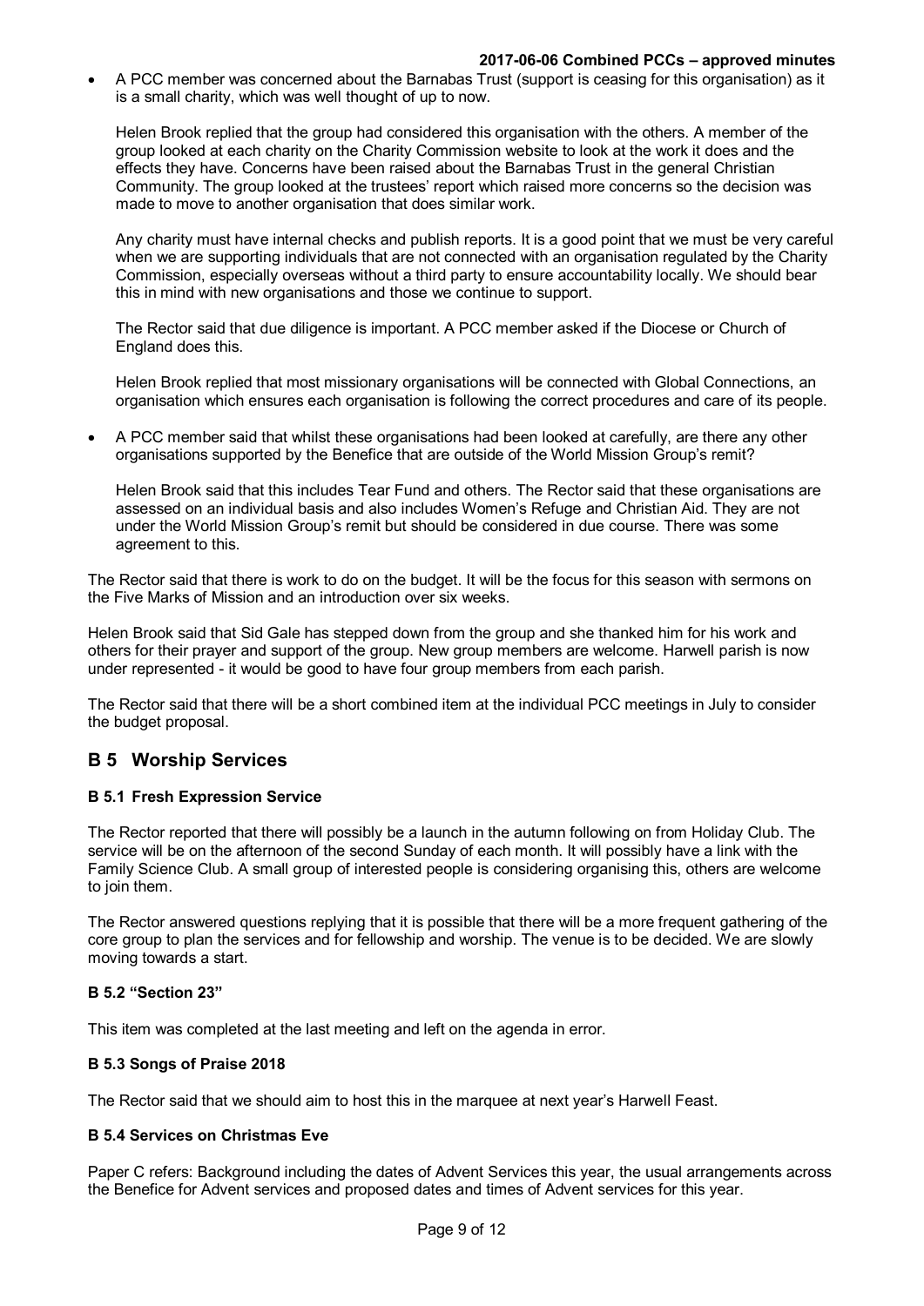- A PCC member was concerned about the Barnabas Trust (support is ceasing for this organisation) as it is a small charity, which was well thought of up to now.

  Helen Brook replied that the group had considered this organisation with the others. A member of the group looked at each charity on the Charity Commission website to look at the work it does and the effects they have. Concerns have been raised about the Barnabas Trust in the general Christian Community. The group looked at the trustees' report which raised more concerns so the decision was made to move to another organisation that does similar work.

  Any charity must have internal checks and publish reports. It is a good point that we must be very careful when we are supporting individuals that are not connected with an organisation regulated by the Charity Commission, especially overseas without a third party to ensure accountability locally. We should bear this in mind with new organisations and those we continue to support.

  The Rector said that due diligence is important. A PCC member asked if the Diocese or Church of England does this.

  Helen Brook replied that most missionary organisations will be connected with Global Connections, an organisation which ensures each organisation is following the correct procedures and care of its people.

- A PCC member said that whilst these organisations had been looked at carefully, are there any other organisations supported by the Benefice that are outside of the World Mission Group's remit?

  Helen Brook said that this includes Tear Fund and others. The Rector said that these organisations are assessed on an individual basis and also includes Women's Refuge and Christian Aid. They are not under the World Mission Group's remit but should be considered in due course. There was some agreement to this.

The Rector said that there is work to do on the budget. It will be the focus for this season with sermons on the Five Marks of Mission and an introduction over six weeks.

Helen Brook said that Sid Gale has stepped down from the group and she thanked him for his work and others for their prayer and support of the group. New group members are welcome. Harwell parish is now under represented - it would be good to have four group members from each parish.

The Rector said that there will be a short combined item at the individual PCC meetings in July to consider the budget proposal.

## B 5 Worship Services

### B 5.1 Fresh Expression Service

The Rector reported that there will possibly be a launch in the autumn following on from Holiday Club. The service will be on the afternoon of the second Sunday of each month. It will possibly have a link with the Family Science Club. A small group of interested people is considering organising this, others are welcome to join them.

The Rector answered questions replying that it is possible that there will be a more frequent gathering of the core group to plan the services and for fellowship and worship. The venue is to be decided. We are slowly moving towards a start.

### B 5.2 "Section 23"

This item was completed at the last meeting and left on the agenda in error.

### B 5.3 Songs of Praise 2018

The Rector said that we should aim to host this in the marquee at next year's Harwell Feast.

### B 5.4 Services on Christmas Eve

Paper C refers: Background including the dates of Advent Services this year, the usual arrangements across the Benefice for Advent services and proposed dates and times of Advent services for this year.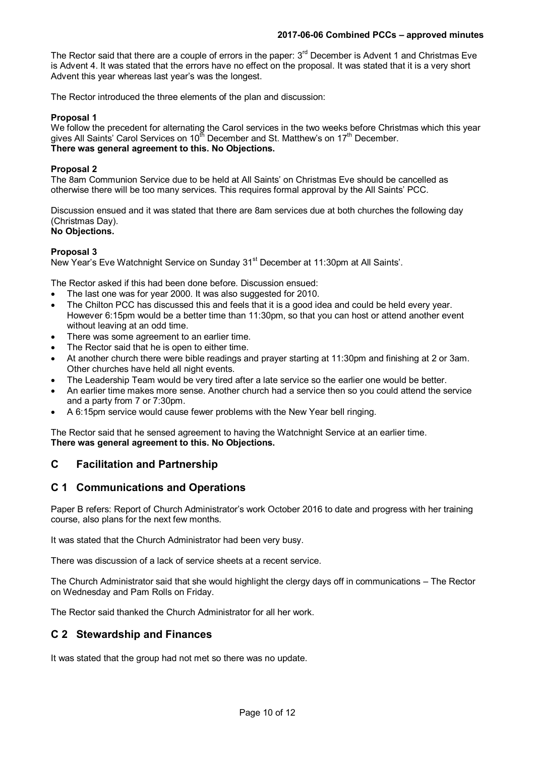The Rector said that there are a couple of errors in the paper: 3rd December is Advent 1 and Christmas Eve is Advent 4. It was stated that the errors have no effect on the proposal. It was stated that it is a very short Advent this year whereas last year's was the longest.

The Rector introduced the three elements of the plan and discussion:

**Proposal 1**
We follow the precedent for alternating the Carol services in the two weeks before Christmas which this year gives All Saints' Carol Services on 10th December and St. Matthew's on 17th December.
**There was general agreement to this. No Objections.**

**Proposal 2**
The 8am Communion Service due to be held at All Saints' on Christmas Eve should be cancelled as otherwise there will be too many services. This requires formal approval by the All Saints' PCC.

Discussion ensued and it was stated that there are 8am services due at both churches the following day (Christmas Day).
**No Objections.**

**Proposal 3**
New Year's Eve Watchnight Service on Sunday 31st December at 11:30pm at All Saints'.

The Rector asked if this had been done before. Discussion ensued:

- The last one was for year 2000. It was also suggested for 2010.
- The Chilton PCC has discussed this and feels that it is a good idea and could be held every year. However 6:15pm would be a better time than 11:30pm, so that you can host or attend another event without leaving at an odd time.
- There was some agreement to an earlier time.
- The Rector said that he is open to either time.
- At another church there were bible readings and prayer starting at 11:30pm and finishing at 2 or 3am. Other churches have held all night events.
- The Leadership Team would be very tired after a late service so the earlier one would be better.
- An earlier time makes more sense. Another church had a service then so you could attend the service and a party from 7 or 7:30pm.
- A 6:15pm service would cause fewer problems with the New Year bell ringing.

The Rector said that he sensed agreement to having the Watchnight Service at an earlier time.
**There was general agreement to this. No Objections.**

## C Facilitation and Partnership

## C 1 Communications and Operations

Paper B refers: Report of Church Administrator's work October 2016 to date and progress with her training course, also plans for the next few months.

It was stated that the Church Administrator had been very busy.

There was discussion of a lack of service sheets at a recent service.

The Church Administrator said that she would highlight the clergy days off in communications – The Rector on Wednesday and Pam Rolls on Friday.

The Rector said thanked the Church Administrator for all her work.

## C 2 Stewardship and Finances

It was stated that the group had not met so there was no update.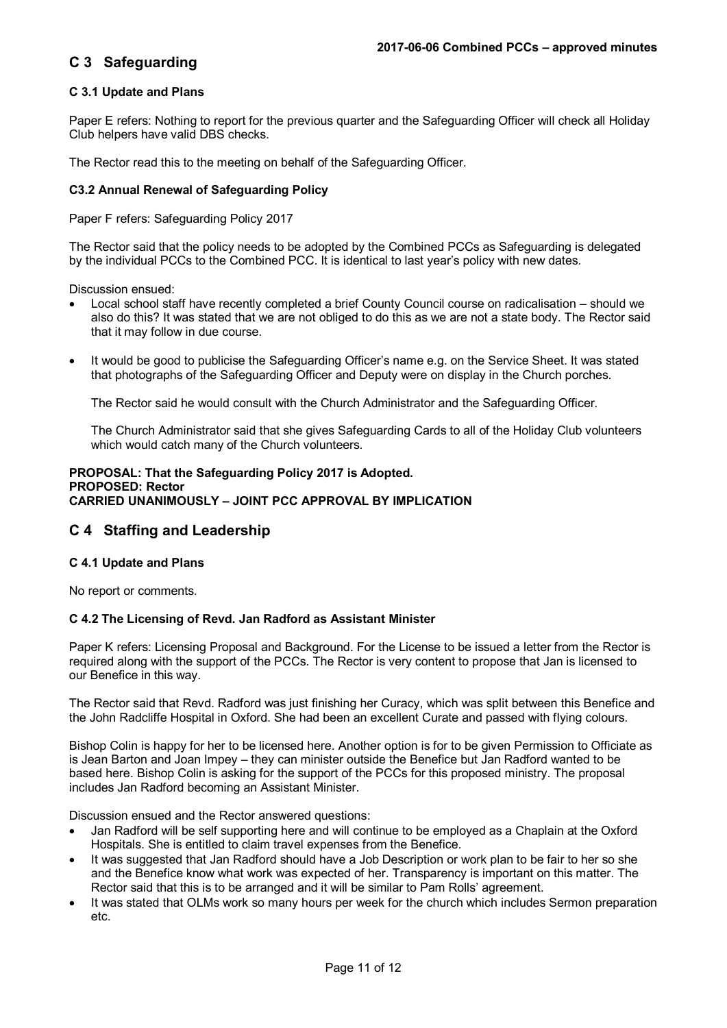## C 3 Safeguarding

### C 3.1 Update and Plans

Paper E refers: Nothing to report for the previous quarter and the Safeguarding Officer will check all Holiday Club helpers have valid DBS checks.

The Rector read this to the meeting on behalf of the Safeguarding Officer.

### C3.2 Annual Renewal of Safeguarding Policy

Paper F refers: Safeguarding Policy 2017

The Rector said that the policy needs to be adopted by the Combined PCCs as Safeguarding is delegated by the individual PCCs to the Combined PCC. It is identical to last year's policy with new dates.

Discussion ensued:

- Local school staff have recently completed a brief County Council course on radicalisation – should we also do this? It was stated that we are not obliged to do this as we are not a state body. The Rector said that it may follow in due course.
- It would be good to publicise the Safeguarding Officer's name e.g. on the Service Sheet. It was stated that photographs of the Safeguarding Officer and Deputy were on display in the Church porches.

  The Rector said he would consult with the Church Administrator and the Safeguarding Officer.

  The Church Administrator said that she gives Safeguarding Cards to all of the Holiday Club volunteers which would catch many of the Church volunteers.

**PROPOSAL: That the Safeguarding Policy 2017 is Adopted.**
**PROPOSED: Rector**
**CARRIED UNANIMOUSLY – JOINT PCC APPROVAL BY IMPLICATION**

## C 4 Staffing and Leadership

### C 4.1 Update and Plans

No report or comments.

### C 4.2 The Licensing of Revd. Jan Radford as Assistant Minister

Paper K refers: Licensing Proposal and Background. For the License to be issued a letter from the Rector is required along with the support of the PCCs. The Rector is very content to propose that Jan is licensed to our Benefice in this way.

The Rector said that Revd. Radford was just finishing her Curacy, which was split between this Benefice and the John Radcliffe Hospital in Oxford. She had been an excellent Curate and passed with flying colours.

Bishop Colin is happy for her to be licensed here. Another option is for to be given Permission to Officiate as is Jean Barton and Joan Impey – they can minister outside the Benefice but Jan Radford wanted to be based here. Bishop Colin is asking for the support of the PCCs for this proposed ministry. The proposal includes Jan Radford becoming an Assistant Minister.

Discussion ensued and the Rector answered questions:

- Jan Radford will be self supporting here and will continue to be employed as a Chaplain at the Oxford Hospitals. She is entitled to claim travel expenses from the Benefice.
- It was suggested that Jan Radford should have a Job Description or work plan to be fair to her so she and the Benefice know what work was expected of her. Transparency is important on this matter. The Rector said that this is to be arranged and it will be similar to Pam Rolls' agreement.
- It was stated that OLMs work so many hours per week for the church which includes Sermon preparation etc.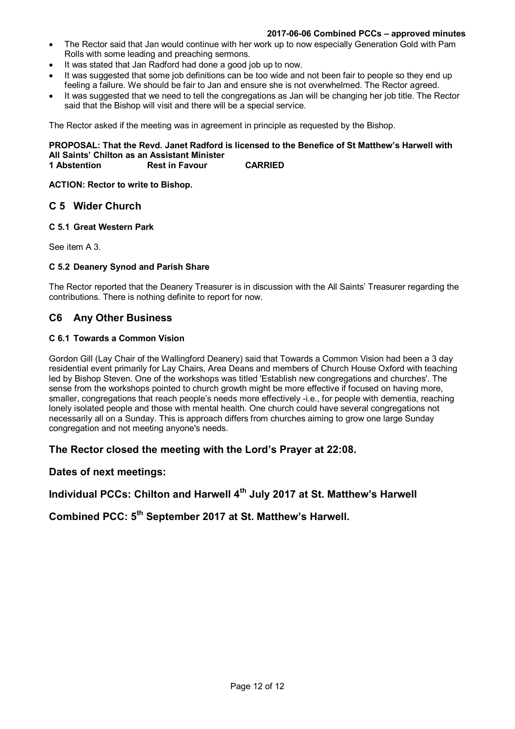- The Rector said that Jan would continue with her work up to now especially Generation Gold with Pam Rolls with some leading and preaching sermons.
- It was stated that Jan Radford had done a good job up to now.
- It was suggested that some job definitions can be too wide and not been fair to people so they end up feeling a failure. We should be fair to Jan and ensure she is not overwhelmed. The Rector agreed.
- It was suggested that we need to tell the congregations as Jan will be changing her job title. The Rector said that the Bishop will visit and there will be a special service.

The Rector asked if the meeting was in agreement in principle as requested by the Bishop.

**PROPOSAL: That the Revd. Janet Radford is licensed to the Benefice of St Matthew's Harwell with All Saints' Chilton as an Assistant Minister**
**1 Abstention Rest in Favour CARRIED**

**ACTION: Rector to write to Bishop.**

## C 5 Wider Church

### C 5.1 Great Western Park

See item A 3.

### C 5.2 Deanery Synod and Parish Share

The Rector reported that the Deanery Treasurer is in discussion with the All Saints' Treasurer regarding the contributions. There is nothing definite to report for now.

## C6 Any Other Business

### C 6.1 Towards a Common Vision

Gordon Gill (Lay Chair of the Wallingford Deanery) said that Towards a Common Vision had been a 3 day residential event primarily for Lay Chairs, Area Deans and members of Church House Oxford with teaching led by Bishop Steven. One of the workshops was titled 'Establish new congregations and churches'. The sense from the workshops pointed to church growth might be more effective if focused on having more, smaller, congregations that reach people's needs more effectively -i.e., for people with dementia, reaching lonely isolated people and those with mental health. One church could have several congregations not necessarily all on a Sunday. This is approach differs from churches aiming to grow one large Sunday congregation and not meeting anyone's needs.

## The Rector closed the meeting with the Lord's Prayer at 22:08.

## Dates of next meetings:

## Individual PCCs: Chilton and Harwell 4th July 2017 at St. Matthew's Harwell

## Combined PCC: 5th September 2017 at St. Matthew's Harwell.